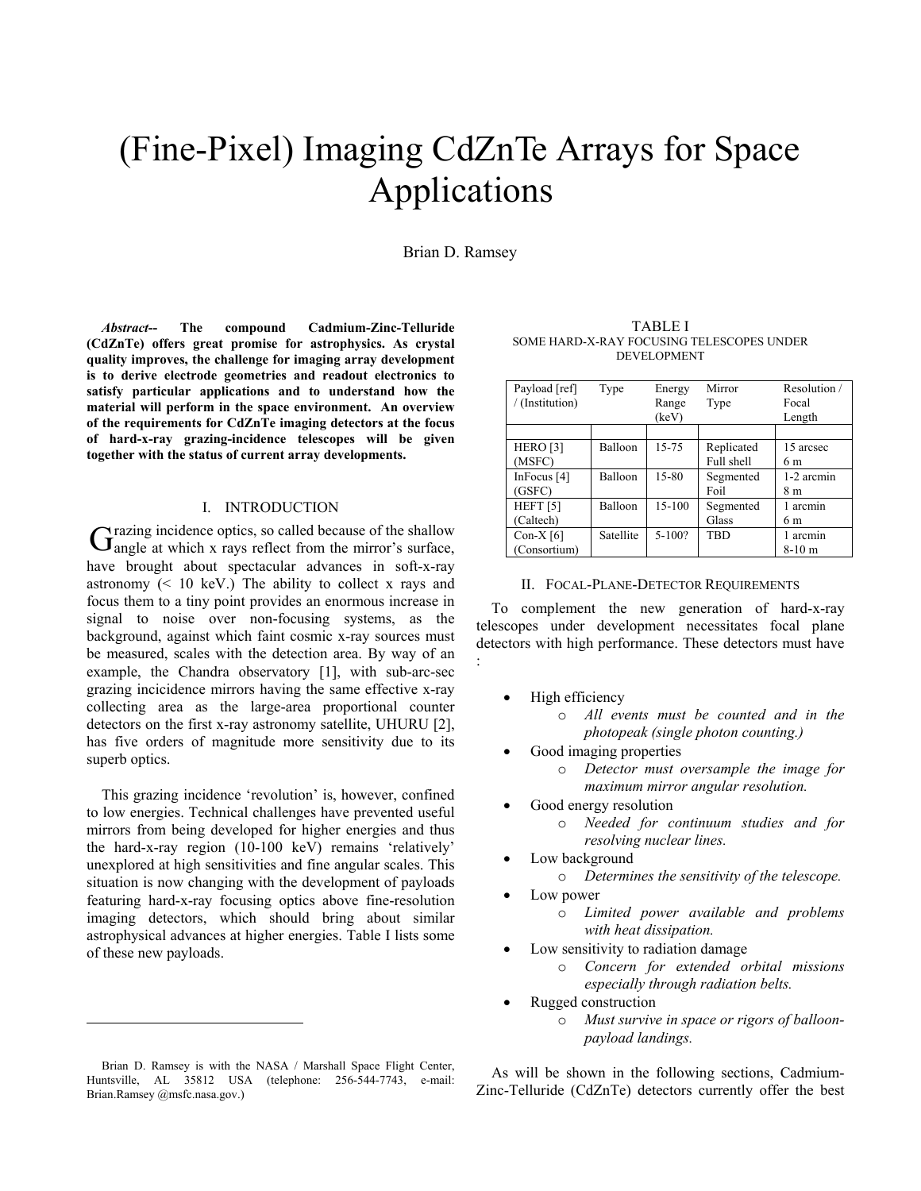# (Fine-Pixel) Imaging CdZnTe Arrays for Space Applications

Brian D. Ramsey

***Abstract*-- The compound Cadmium-Zinc-Telluride (CdZnTe) offers great promise for astrophysics. As crystal quality improves, the challenge for imaging array development is to derive electrode geometries and readout electronics to satisfy particular applications and to understand how the material will perform in the space environment. An overview of the requirements for CdZnTe imaging detectors at the focus of hard-x-ray grazing-incidence telescopes will be given together with the status of current array developments.**

## I. Introduction

Grazing incidence optics, so called because of the shallow angle at which x rays reflect from the mirror's surface, have brought about spectacular advances in soft-x-ray astronomy (< 10 keV.) The ability to collect x rays and focus them to a tiny point provides an enormous increase in signal to noise over non-focusing systems, as the background, against which faint cosmic x-ray sources must be measured, scales with the detection area. By way of an example, the Chandra observatory [1], with sub-arc-sec grazing incicidence mirrors having the same effective x-ray collecting area as the large-area proportional counter detectors on the first x-ray astronomy satellite, UHURU [2], has five orders of magnitude more sensitivity due to its superb optics.

This grazing incidence 'revolution' is, however, confined to low energies. Technical challenges have prevented useful mirrors from being developed for higher energies and thus the hard-x-ray region (10-100 keV) remains 'relatively' unexplored at high sensitivities and fine angular scales. This situation is now changing with the development of payloads featuring hard-x-ray focusing optics above fine-resolution imaging detectors, which should bring about similar astrophysical advances at higher energies. Table I lists some of these new payloads.

Brian D. Ramsey is with the NASA / Marshall Space Flight Center, Huntsville, AL 35812 USA (telephone: 256-544-7743, e-mail: Brian.Ramsey @msfc.nasa.gov.)

TABLE I
SOME HARD-X-RAY FOCUSING TELESCOPES UNDER DEVELOPMENT

| Payload [ref] / (Institution) | Type | Energy Range (keV) | Mirror Type | Resolution / Focal Length |
|---|---|---|---|---|
| HERO [3] (MSFC) | Balloon | 15-75 | Replicated Full shell | 15 arcsec 6 m |
| InFocus [4] (GSFC) | Balloon | 15-80 | Segmented Foil | 1-2 arcmin 8 m |
| HEFT [5] (Caltech) | Balloon | 15-100 | Segmented Glass | 1 arcmin 6 m |
| Con-X [6] (Consortium) | Satellite | 5-100? | TBD | 1 arcmin 8-10 m |

## II. Focal-Plane-Detector Requirements

To complement the new generation of hard-x-ray telescopes under development necessitates focal plane detectors with high performance. These detectors must have :

- High efficiency
  - *All events must be counted and in the photopeak (single photon counting.)*
- Good imaging properties
  - *Detector must oversample the image for maximum mirror angular resolution.*
- Good energy resolution
  - *Needed for continuum studies and for resolving nuclear lines.*
- Low background
  - *Determines the sensitivity of the telescope.*
- Low power
  - *Limited power available and problems with heat dissipation.*
- Low sensitivity to radiation damage
  - *Concern for extended orbital missions especially through radiation belts.*
- Rugged construction
  - *Must survive in space or rigors of balloon-payload landings.*

As will be shown in the following sections, Cadmium-Zinc-Telluride (CdZnTe) detectors currently offer the best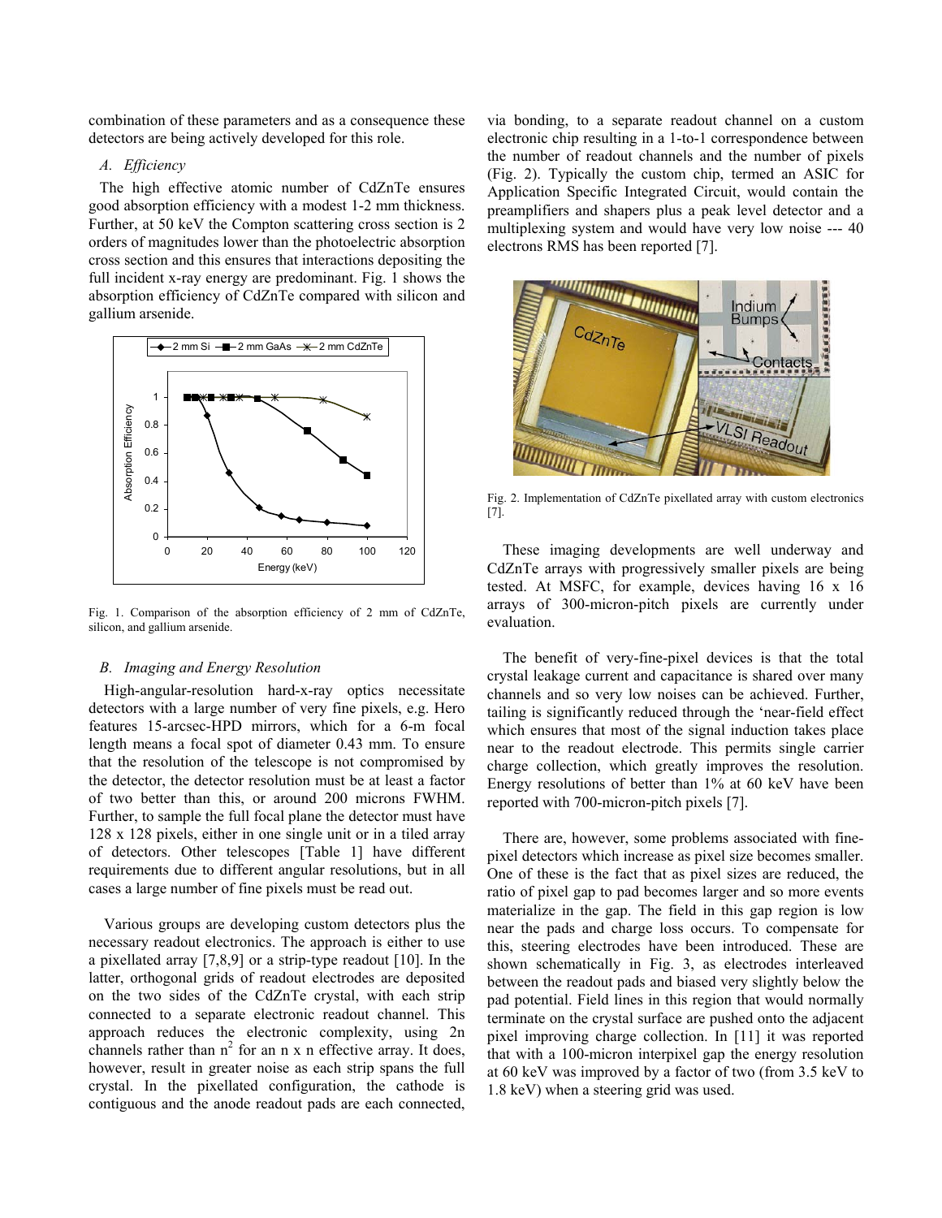combination of these parameters and as a consequence these detectors are being actively developed for this role.

### *A. Efficiency*

The high effective atomic number of CdZnTe ensures good absorption efficiency with a modest 1-2 mm thickness. Further, at 50 keV the Compton scattering cross section is 2 orders of magnitudes lower than the photoelectric absorption cross section and this ensures that interactions depositing the full incident x-ray energy are predominant. Fig. 1 shows the absorption efficiency of CdZnTe compared with silicon and gallium arsenide.

Fig. 1. Comparison of the absorption efficiency of 2 mm of CdZnTe, silicon, and gallium arsenide.

### *B. Imaging and Energy Resolution*

High-angular-resolution hard-x-ray optics necessitate detectors with a large number of very fine pixels, e.g. Hero features 15-arcsec-HPD mirrors, which for a 6-m focal length means a focal spot of diameter 0.43 mm. To ensure that the resolution of the telescope is not compromised by the detector, the detector resolution must be at least a factor of two better than this, or around 200 microns FWHM. Further, to sample the full focal plane the detector must have 128 x 128 pixels, either in one single unit or in a tiled array of detectors. Other telescopes [Table 1] have different requirements due to different angular resolutions, but in all cases a large number of fine pixels must be read out.

Various groups are developing custom detectors plus the necessary readout electronics. The approach is either to use a pixellated array [7,8,9] or a strip-type readout [10]. In the latter, orthogonal grids of readout electrodes are deposited on the two sides of the CdZnTe crystal, with each strip connected to a separate electronic readout channel. This approach reduces the electronic complexity, using 2n channels rather than $n^2$ for an n x n effective array. It does, however, result in greater noise as each strip spans the full crystal. In the pixellated configuration, the cathode is contiguous and the anode readout pads are each connected, via bonding, to a separate readout channel on a custom electronic chip resulting in a 1-to-1 correspondence between the number of readout channels and the number of pixels (Fig. 2). Typically the custom chip, termed an ASIC for Application Specific Integrated Circuit, would contain the preamplifiers and shapers plus a peak level detector and a multiplexing system and would have very low noise --- 40 electrons RMS has been reported [7].

Fig. 2. Implementation of CdZnTe pixellated array with custom electronics [7].

These imaging developments are well underway and CdZnTe arrays with progressively smaller pixels are being tested. At MSFC, for example, devices having 16 x 16 arrays of 300-micron-pitch pixels are currently under evaluation.

The benefit of very-fine-pixel devices is that the total crystal leakage current and capacitance is shared over many channels and so very low noises can be achieved. Further, tailing is significantly reduced through the 'near-field effect which ensures that most of the signal induction takes place near to the readout electrode. This permits single carrier charge collection, which greatly improves the resolution. Energy resolutions of better than 1% at 60 keV have been reported with 700-micron-pitch pixels [7].

There are, however, some problems associated with fine-pixel detectors which increase as pixel size becomes smaller. One of these is the fact that as pixel sizes are reduced, the ratio of pixel gap to pad becomes larger and so more events materialize in the gap. The field in this gap region is low near the pads and charge loss occurs. To compensate for this, steering electrodes have been introduced. These are shown schematically in Fig. 3, as electrodes interleaved between the readout pads and biased very slightly below the pad potential. Field lines in this region that would normally terminate on the crystal surface are pushed onto the adjacent pixel improving charge collection. In [11] it was reported that with a 100-micron interpixel gap the energy resolution at 60 keV was improved by a factor of two (from 3.5 keV to 1.8 keV) when a steering grid was used.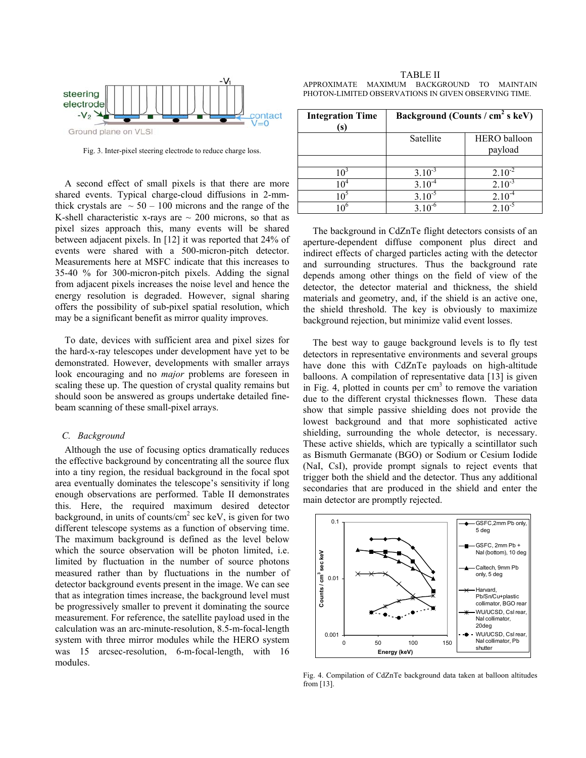Fig. 3. Inter-pixel steering electrode to reduce charge loss.

A second effect of small pixels is that there are more shared events. Typical charge-cloud diffusions in 2-mm-thick crystals are ~ 50 – 100 microns and the range of the K-shell characteristic x-rays are ~ 200 microns, so that as pixel sizes approach this, many events will be shared between adjacent pixels. In [12] it was reported that 24% of events were shared with a 500-micron-pitch detector. Measurements here at MSFC indicate that this increases to 35-40 % for 300-micron-pitch pixels. Adding the signal from adjacent pixels increases the noise level and hence the energy resolution is degraded. However, signal sharing offers the possibility of sub-pixel spatial resolution, which may be a significant benefit as mirror quality improves.

To date, devices with sufficient area and pixel sizes for the hard-x-ray telescopes under development have yet to be demonstrated. However, developments with smaller arrays look encouraging and no *major* problems are foreseen in scaling these up. The question of crystal quality remains but should soon be answered as groups undertake detailed fine-beam scanning of these small-pixel arrays.

### *C. Background*

Although the use of focusing optics dramatically reduces the effective background by concentrating all the source flux into a tiny region, the residual background in the focal spot area eventually dominates the telescope's sensitivity if long enough observations are performed. Table II demonstrates this. Here, the required maximum desired detector background, in units of counts/cm$^2$ sec keV, is given for two different telescope systems as a function of observing time. The maximum background is defined as the level below which the source observation will be photon limited, i.e. limited by fluctuation in the number of source photons measured rather than by fluctuations in the number of detector background events present in the image. We can see that as integration times increase, the background level must be progressively smaller to prevent it dominating the source measurement. For reference, the satellite payload used in the calculation was an arc-minute-resolution, 8.5-m-focal-length system with three mirror modules while the HERO system was 15 arcsec-resolution, 6-m-focal-length, with 16 modules.

TABLE II
APPROXIMATE MAXIMUM BACKGROUND TO MAINTAIN PHOTON-LIMITED OBSERVATIONS IN GIVEN OBSERVING TIME.

| Integration Time (s) | Background (Counts / cm$^2$ s keV) | |
|---|---|---|
| | Satellite | HERO balloon payload |
| | | |
| $10^3$ | $3.10^{-3}$ | $2.10^{-2}$ |
| $10^4$ | $3.10^{-4}$ | $2.10^{-3}$ |
| $10^5$ | $3.10^{-5}$ | $2.10^{-4}$ |
| $10^6$ | $3.10^{-6}$ | $2.10^{-5}$ |

The background in CdZnTe flight detectors consists of an aperture-dependent diffuse component plus direct and indirect effects of charged particles acting with the detector and surrounding structures. Thus the background rate depends among other things on the field of view of the detector, the detector material and thickness, the shield materials and geometry, and, if the shield is an active one, the shield threshold. The key is obviously to maximize background rejection, but minimize valid event losses.

The best way to gauge background levels is to fly test detectors in representative environments and several groups have done this with CdZnTe payloads on high-altitude balloons. A compilation of representative data [13] is given in Fig. 4, plotted in counts per cm$^3$ to remove the variation due to the different crystal thicknesses flown. These data show that simple passive shielding does not provide the lowest background and that more sophisticated active shielding, surrounding the whole detector, is necessary. These active shields, which are typically a scintillator such as Bismuth Germanate (BGO) or Sodium or Cesium Iodide (NaI, CsI), provide prompt signals to reject events that trigger both the shield and the detector. Thus any additional secondaries that are produced in the shield and enter the main detector are promptly rejected.

Fig. 4. Compilation of CdZnTe background data taken at balloon altitudes from [13].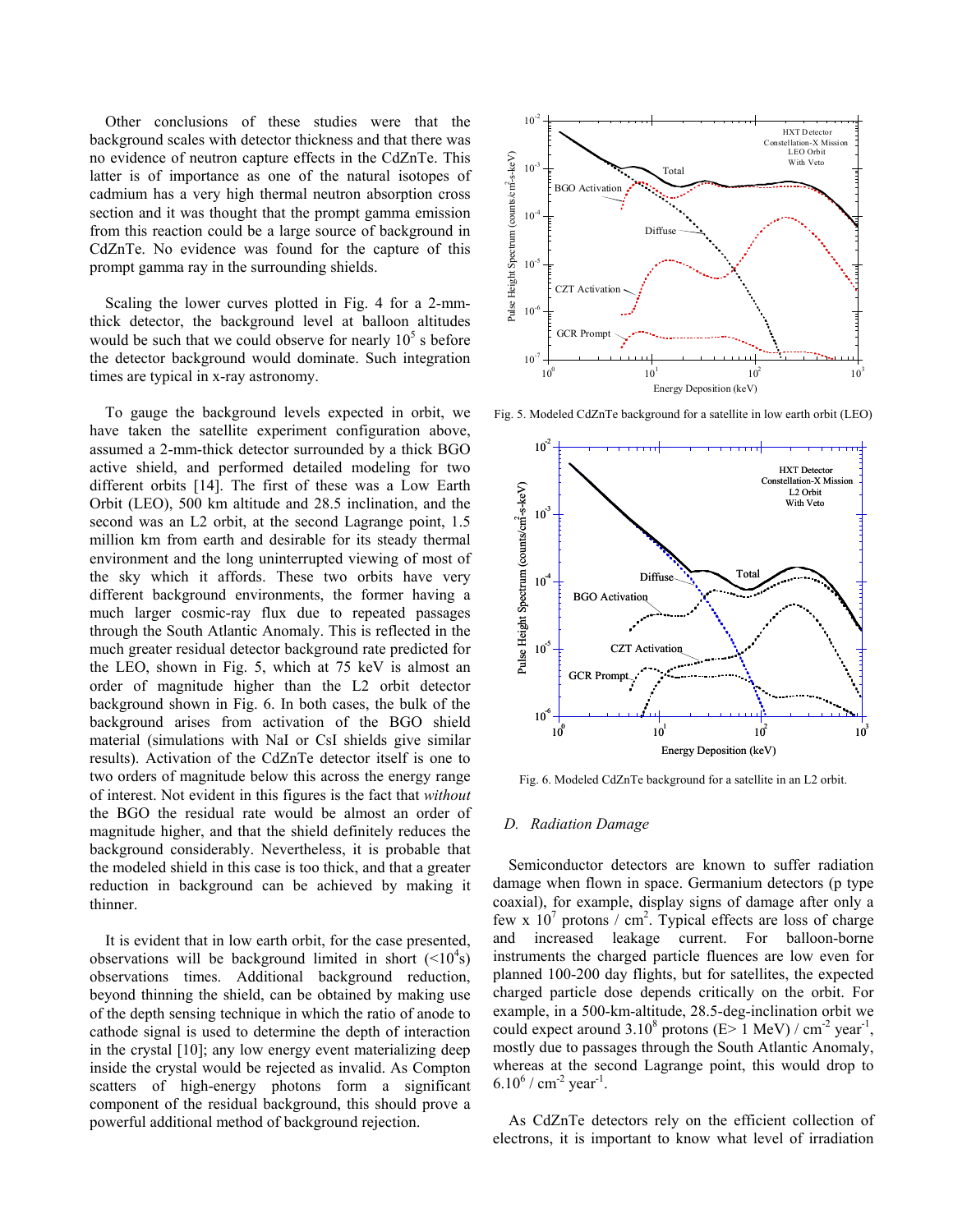Other conclusions of these studies were that the background scales with detector thickness and that there was no evidence of neutron capture effects in the CdZnTe. This latter is of importance as one of the natural isotopes of cadmium has a very high thermal neutron absorption cross section and it was thought that the prompt gamma emission from this reaction could be a large source of background in CdZnTe. No evidence was found for the capture of this prompt gamma ray in the surrounding shields.

Scaling the lower curves plotted in Fig. 4 for a 2-mm-thick detector, the background level at balloon altitudes would be such that we could observe for nearly $10^5$ s before the detector background would dominate. Such integration times are typical in x-ray astronomy.

To gauge the background levels expected in orbit, we have taken the satellite experiment configuration above, assumed a 2-mm-thick detector surrounded by a thick BGO active shield, and performed detailed modeling for two different orbits [14]. The first of these was a Low Earth Orbit (LEO), 500 km altitude and 28.5 inclination, and the second was an L2 orbit, at the second Lagrange point, 1.5 million km from earth and desirable for its steady thermal environment and the long uninterrupted viewing of most of the sky which it affords. These two orbits have very different background environments, the former having a much larger cosmic-ray flux due to repeated passages through the South Atlantic Anomaly. This is reflected in the much greater residual detector background rate predicted for the LEO, shown in Fig. 5, which at 75 keV is almost an order of magnitude higher than the L2 orbit detector background shown in Fig. 6. In both cases, the bulk of the background arises from activation of the BGO shield material (simulations with NaI or CsI shields give similar results). Activation of the CdZnTe detector itself is one to two orders of magnitude below this across the energy range of interest. Not evident in this figures is the fact that *without* the BGO the residual rate would be almost an order of magnitude higher, and that the shield definitely reduces the background considerably. Nevertheless, it is probable that the modeled shield in this case is too thick, and that a greater reduction in background can be achieved by making it thinner.

It is evident that in low earth orbit, for the case presented, observations will be background limited in short ($<10^4$s) observations times. Additional background reduction, beyond thinning the shield, can be obtained by making use of the depth sensing technique in which the ratio of anode to cathode signal is used to determine the depth of interaction in the crystal [10]; any low energy event materializing deep inside the crystal would be rejected as invalid. As Compton scatters of high-energy photons form a significant component of the residual background, this should prove a powerful additional method of background rejection.

Fig. 5. Modeled CdZnTe background for a satellite in low earth orbit (LEO)

Fig. 6. Modeled CdZnTe background for a satellite in an L2 orbit.

### D. Radiation Damage

Semiconductor detectors are known to suffer radiation damage when flown in space. Germanium detectors (p type coaxial), for example, display signs of damage after only a few x $10^7$ protons / cm$^2$. Typical effects are loss of charge and increased leakage current. For balloon-borne instruments the charged particle fluences are low even for planned 100-200 day flights, but for satellites, the expected charged particle dose depends critically on the orbit. For example, in a 500-km-altitude, 28.5-deg-inclination orbit we could expect around $3.10^8$ protons (E> 1 MeV) / cm$^{-2}$ year$^{-1}$, mostly due to passages through the South Atlantic Anomaly, whereas at the second Lagrange point, this would drop to $6.10^6$ / cm$^{-2}$ year$^{-1}$.

As CdZnTe detectors rely on the efficient collection of electrons, it is important to know what level of irradiation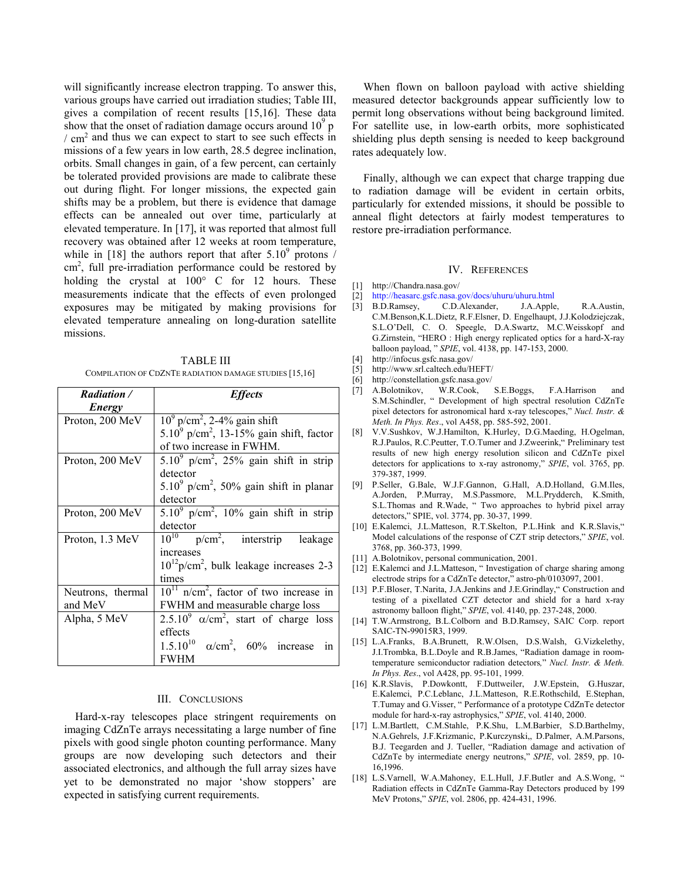will significantly increase electron trapping. To answer this, various groups have carried out irradiation studies; Table III, gives a compilation of recent results [15,16]. These data show that the onset of radiation damage occurs around $10^9$ p / cm$^2$ and thus we can expect to start to see such effects in missions of a few years in low earth, 28.5 degree inclination, orbits. Small changes in gain, of a few percent, can certainly be tolerated provided provisions are made to calibrate these out during flight. For longer missions, the expected gain shifts may be a problem, but there is evidence that damage effects can be annealed out over time, particularly at elevated temperature. In [17], it was reported that almost full recovery was obtained after 12 weeks at room temperature, while in [18] the authors report that after $5.10^9$ protons / cm$^2$, full pre-irradiation performance could be restored by holding the crystal at 100° C for 12 hours. These measurements indicate that the effects of even prolonged exposures may be mitigated by making provisions for elevated temperature annealing on long-duration satellite missions.

TABLE III

COMPILATION OF CDZNTE RADIATION DAMAGE STUDIES [15,16]

| ***Radiation / Energy*** | ***Effects*** |
|---|---|
| Proton, 200 MeV | $10^9$ p/cm$^2$, 2-4% gain shift<br>$5.10^9$ p/cm$^2$, 13-15% gain shift, factor of two increase in FWHM. |
| Proton, 200 MeV | $5.10^9$ p/cm$^2$, 25% gain shift in strip detector<br>$5.10^9$ p/cm$^2$, 50% gain shift in planar detector |
| Proton, 200 MeV | $5.10^9$ p/cm$^2$, 10% gain shift in strip detector |
| Proton, 1.3 MeV | $10^{10}$ p/cm$^2$, interstrip leakage increases<br>$10^{12}$p/cm$^2$, bulk leakage increases 2-3 times |
| Neutrons, thermal and MeV | $10^{11}$ n/cm$^2$, factor of two increase in FWHM and measurable charge loss |
| Alpha, 5 MeV | $2.5.10^9$ $\alpha$/cm$^2$, start of charge loss effects<br>$1.5.10^{10}$ $\alpha$/cm$^2$, 60% increase in FWHM |

## III. CONCLUSIONS

Hard-x-ray telescopes place stringent requirements on imaging CdZnTe arrays necessitating a large number of fine pixels with good single photon counting performance. Many groups are now developing such detectors and their associated electronics, and although the full array sizes have yet to be demonstrated no major 'show stoppers' are expected in satisfying current requirements.

When flown on balloon payload with active shielding measured detector backgrounds appear sufficiently low to permit long observations without being background limited. For satellite use, in low-earth orbits, more sophisticated shielding plus depth sensing is needed to keep background rates adequately low.

Finally, although we can expect that charge trapping due to radiation damage will be evident in certain orbits, particularly for extended missions, it should be possible to anneal flight detectors at fairly modest temperatures to restore pre-irradiation performance.

## IV. REFERENCES

[1] http://Chandra.nasa.gov/

[2] http://heasarc.gsfc.nasa.gov/docs/uhuru/uhuru.html

[3] B.D.Ramsey, C.D.Alexander, J.A.Apple, R.A.Austin, C.M.Benson,K.L.Dietz, R.F.Elsner, D. Engelhaupt, J.J.Kolodziejczak, S.L.O'Dell, C. O. Speegle, D.A.Swartz, M.C.Weisskopf and G.Zirnstein, "HERO : High energy replicated optics for a hard-X-ray balloon payload, " *SPIE*, vol. 4138, pp. 147-153, 2000.

[4] http://infocus.gsfc.nasa.gov/

[5] http://www.srl.caltech.edu/HEFT/

[6] http://constellation.gsfc.nasa.gov/

[7] A.Bolotnikov, W.R.Cook, S.E.Boggs, F.A.Harrison and S.M.Schindler, " Development of high spectral resolution CdZnTe pixel detectors for astronomical hard x-ray telescopes," *Nucl. Instr. & Meth. In Phys. Res*., vol A458, pp. 585-592, 2001.

[8] V.V.Sushkov, W.J.Hamilton, K.Hurley, D.G.Maeding, H.Ogelman, R.J.Paulos, R.C.Peutter, T.O.Turner and J.Zweerink," Preliminary test results of new high energy resolution silicon and CdZnTe pixel detectors for applications to x-ray astronomy," *SPIE*, vol. 3765, pp. 379-387, 1999.

[9] P.Seller, G.Bale, W.J.F.Gannon, G.Hall, A.D.Holland, G.M.Iles, A.Jorden, P.Murray, M.S.Passmore, M.L.Prydderch, K.Smith, S.L.Thomas and R.Wade, " Two approaches to hybrid pixel array detectors," SPIE, vol. 3774, pp. 30-37, 1999.

[10] E.Kalemci, J.L.Matteson, R.T.Skelton, P.L.Hink and K.R.Slavis," Model calculations of the response of CZT strip detectors," *SPIE*, vol. 3768, pp. 360-373, 1999.

[11] A.Bolotnikov, personal communication, 2001.

[12] E.Kalemci and J.L.Matteson, " Investigation of charge sharing among electrode strips for a CdZnTe detector," astro-ph/0103097, 2001.

[13] P.F.Bloser, T.Narita, J.A.Jenkins and J.E.Grindlay," Construction and testing of a pixellated CZT detector and shield for a hard x-ray astronomy balloon flight," *SPIE*, vol. 4140, pp. 237-248, 2000.

[14] T.W.Armstrong, B.L.Colborn and B.D.Ramsey, SAIC Corp. report SAIC-TN-99015R3, 1999.

[15] L.A.Franks, B.A.Brunett, R.W.Olsen, D.S.Walsh, G.Vizkelethy, J.I.Trombka, B.L.Doyle and R.B.James, "Radiation damage in room-temperature semiconductor radiation detectors," *Nucl. Instr. & Meth. In Phys. Res*., vol A428, pp. 95-101, 1999.

[16] K.R.Slavis, P.Dowkontt, F.Duttweiler, J.W.Epstein, G.Huszar, E.Kalemci, P.C.Leblanc, J.L.Matteson, R.E.Rothschild, E.Stephan, T.Tumay and G.Visser, " Performance of a prototype CdZnTe detector module for hard-x-ray astrophysics," *SPIE*, vol. 4140, 2000.

[17] L.M.Bartlett, C.M.Stahle, P.K.Shu, L.M.Barbier, S.D.Barthelmy, N.A.Gehrels, J.F.Krizmanic, P.Kurczynski,, D.Palmer, A.M.Parsons, B.J. Teegarden and J. Tueller, "Radiation damage and activation of CdZnTe by intermediate energy neutrons," *SPIE*, vol. 2859, pp. 10-16,1996.

[18] L.S.Varnell, W.A.Mahoney, E.L.Hull, J.F.Butler and A.S.Wong, " Radiation effects in CdZnTe Gamma-Ray Detectors produced by 199 MeV Protons," *SPIE*, vol. 2806, pp. 424-431, 1996.